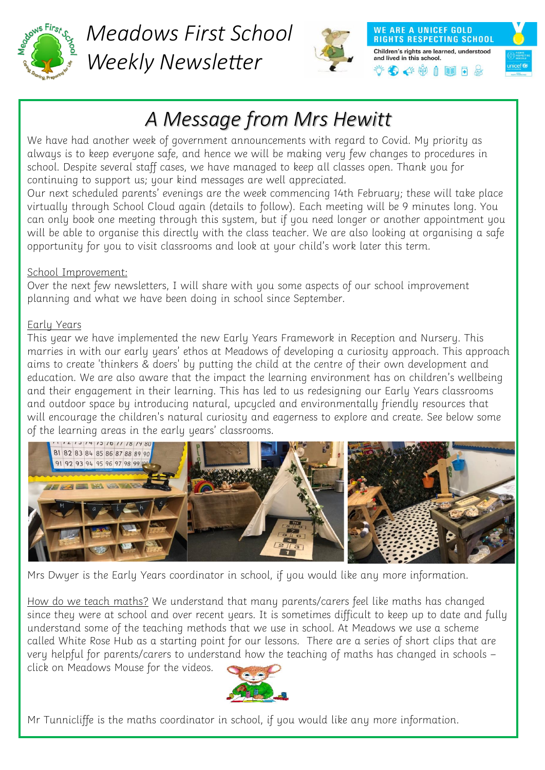# Meadows First School Weekly Newsletter

WE ARE A UNICEF GOLD RIGHTS RESPECTING SCHOOL

Children's rights are learned, understood and lived in this school.

## A Message from Mrs Hewitt

We have had another week of government announcements with regard to Covid. My priority as always is to keep everyone safe, and hence we will be making very few changes to procedures in school. Despite several staff cases, we have managed to keep all classes open. Thank you for continuing to support us; your kind messages are well appreciated.

Our next scheduled parents' evenings are the week commencing 14th February; these will take place virtually through School Cloud again (details to follow). Each meeting will be 9 minutes long. You can only book one meeting through this system, but if you need longer or another appointment you will be able to organise this directly with the class teacher. We are also looking at organising a safe opportunity for you to visit classrooms and look at your child's work later this term.

School Improvement:

Over the next few newsletters, I will share with you some aspects of our school improvement planning and what we have been doing in school since September.

Early Years

This year we have implemented the new Early Years Framework in Reception and Nursery. This marries in with our early years' ethos at Meadows of developing a curiosity approach. This approach aims to create 'thinkers & doers' by putting the child at the centre of their own development and education. We are also aware that the learning environment has on children's wellbeing and their engagement in their learning. This has led to us redesigning our Early Years classrooms and outdoor space by introducing natural, upcycled and environmentally friendly resources that will encourage the children's natural curiosity and eagerness to explore and create. See below some of the learning areas in the early years' classrooms.

Mrs Dwyer is the Early Years coordinator in school, if you would like any more information.

How do we teach maths? We understand that many parents/carers feel like maths has changed since they were at school and over recent years. It is sometimes difficult to keep up to date and fully understand some of the teaching methods that we use in school. At Meadows we use a scheme called White Rose Hub as a starting point for our lessons. There are a series of short clips that are very helpful for parents/carers to understand how the teaching of maths has changed in schools – click on Meadows Mouse for the videos.

Mr Tunnicliffe is the maths coordinator in school, if you would like any more information.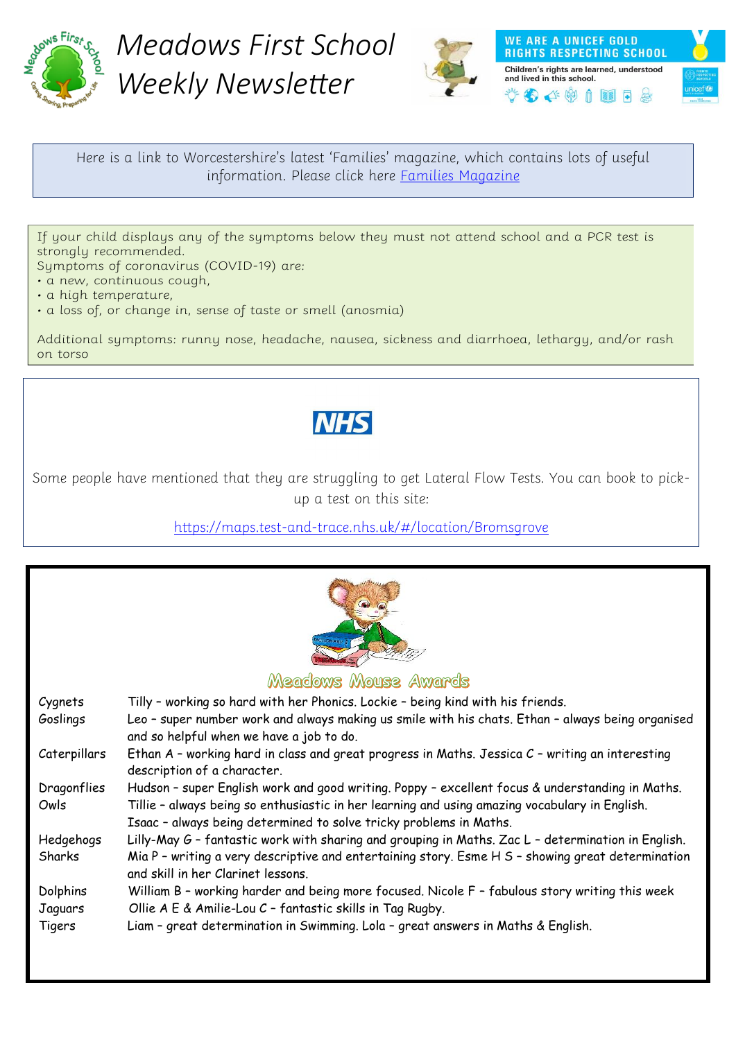# Meadows First School Weekly Newsletter

WE ARE A UNICEF GOLD RIGHTS RESPECTING SCHOOL

Children's rights are learned, understood and lived in this school.

Here is a link to Worcestershire's latest 'Families' magazine, which contains lots of useful information. Please click here [Families Magazine]

If your child displays any of the symptoms below they must not attend school and a PCR test is strongly recommended.
Symptoms of coronavirus (COVID-19) are:
- a new, continuous cough,
- a high temperature,
- a loss of, or change in, sense of taste or smell (anosmia)

Additional symptoms: runny nose, headache, nausea, sickness and diarrhoea, lethargy, and/or rash on torso

NHS

Some people have mentioned that they are struggling to get Lateral Flow Tests. You can book to pick-up a test on this site:

https://maps.test-and-trace.nhs.uk/#/location/Bromsgrove

## Meadows Mouse Awards

| | |
|---|---|
| Cygnets | Tilly – working so hard with her Phonics. Lockie – being kind with his friends. |
| Goslings | Leo – super number work and always making us smile with his chats. Ethan – always being organised and so helpful when we have a job to do. |
| Caterpillars | Ethan A – working hard in class and great progress in Maths. Jessica C – writing an interesting description of a character. |
| Dragonflies | Hudson – super English work and good writing. Poppy – excellent focus & understanding in Maths. |
| Owls | Tillie – always being so enthusiastic in her learning and using amazing vocabulary in English. Isaac – always being determined to solve tricky problems in Maths. |
| Hedgehogs | Lilly-May G – fantastic work with sharing and grouping in Maths. Zac L – determination in English. |
| Sharks | Mia P – writing a very descriptive and entertaining story. Esme H S – showing great determination and skill in her Clarinet lessons. |
| Dolphins | William B – working harder and being more focused. Nicole F – fabulous story writing this week |
| Jaguars | Ollie A E & Amilie-Lou C – fantastic skills in Tag Rugby. |
| Tigers | Liam – great determination in Swimming. Lola – great answers in Maths & English. |